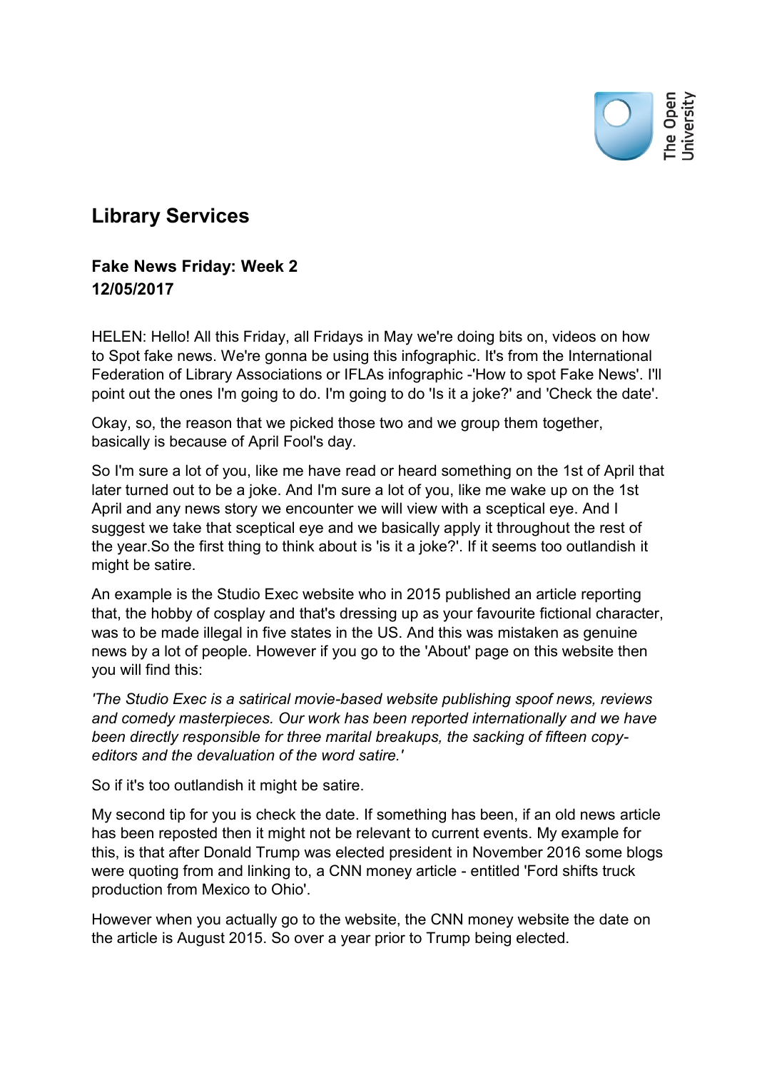# Library Services

## Fake News Friday: Week 2
## 12/05/2017

HELEN: Hello! All this Friday, all Fridays in May we're doing bits on, videos on how to Spot fake news. We're gonna be using this infographic. It's from the International Federation of Library Associations or IFLAs infographic -'How to spot Fake News'. I'll point out the ones I'm going to do. I'm going to do 'Is it a joke?' and 'Check the date'.

Okay, so, the reason that we picked those two and we group them together, basically is because of April Fool's day.

So I'm sure a lot of you, like me have read or heard something on the 1st of April that later turned out to be a joke. And I'm sure a lot of you, like me wake up on the 1st April and any news story we encounter we will view with a sceptical eye. And I suggest we take that sceptical eye and we basically apply it throughout the rest of the year.So the first thing to think about is 'is it a joke?'. If it seems too outlandish it might be satire.

An example is the Studio Exec website who in 2015 published an article reporting that, the hobby of cosplay and that's dressing up as your favourite fictional character, was to be made illegal in five states in the US. And this was mistaken as genuine news by a lot of people. However if you go to the 'About' page on this website then you will find this:

*'The Studio Exec is a satirical movie-based website publishing spoof news, reviews and comedy masterpieces. Our work has been reported internationally and we have been directly responsible for three marital breakups, the sacking of fifteen copy-editors and the devaluation of the word satire.'*

So if it's too outlandish it might be satire.

My second tip for you is check the date. If something has been, if an old news article has been reposted then it might not be relevant to current events. My example for this, is that after Donald Trump was elected president in November 2016 some blogs were quoting from and linking to, a CNN money article - entitled 'Ford shifts truck production from Mexico to Ohio'.

However when you actually go to the website, the CNN money website the date on the article is August 2015. So over a year prior to Trump being elected.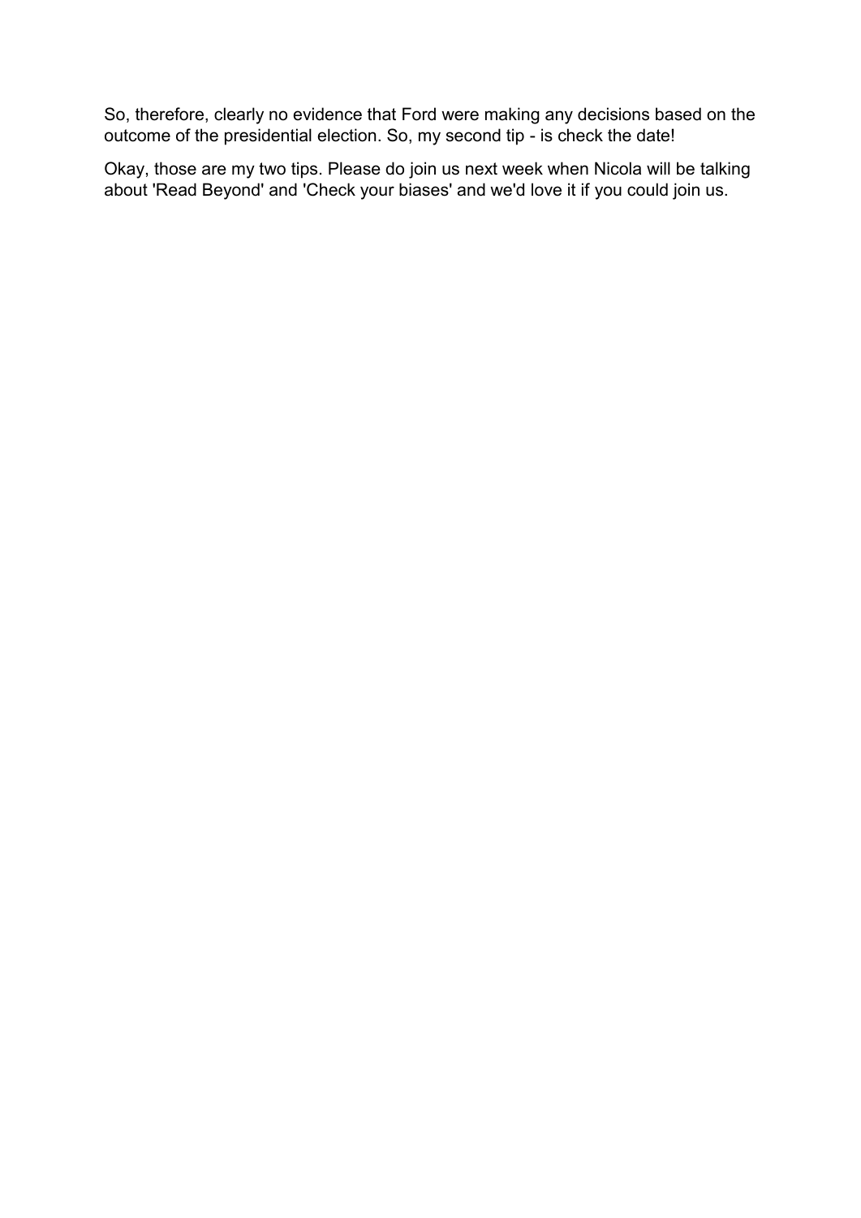So, therefore, clearly no evidence that Ford were making any decisions based on the outcome of the presidential election. So, my second tip - is check the date!

Okay, those are my two tips. Please do join us next week when Nicola will be talking about 'Read Beyond' and 'Check your biases' and we'd love it if you could join us.